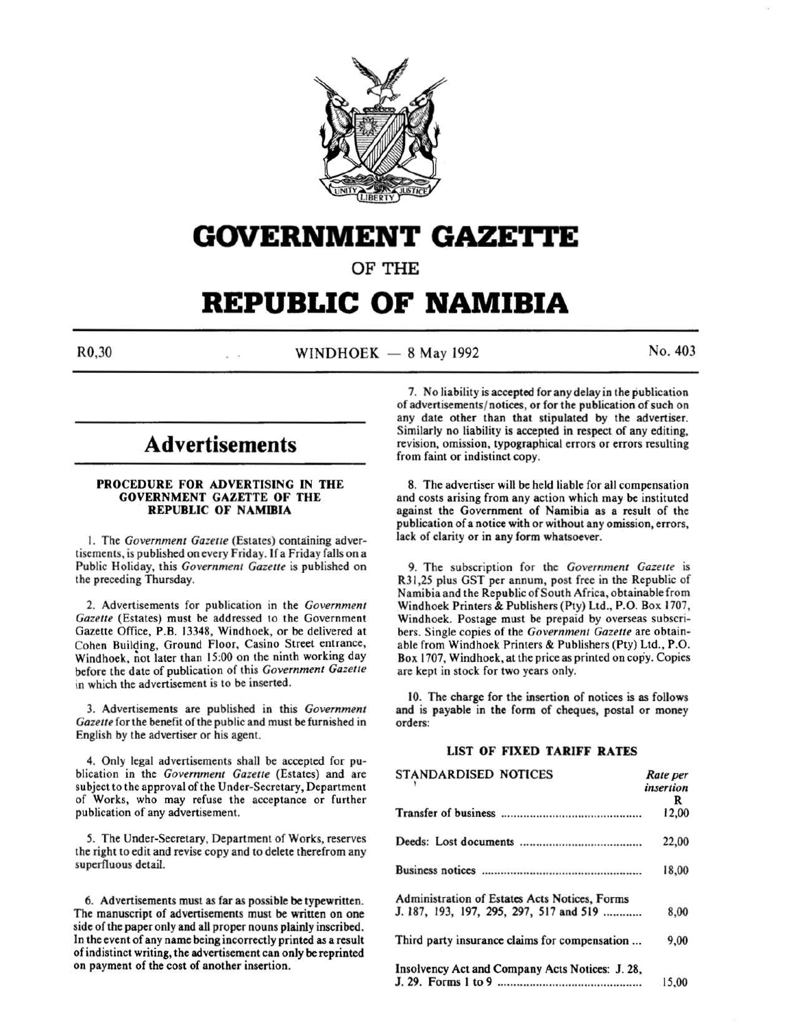# GOVERNMENT GAZETTE

OF THE

# REPUBLIC OF NAMIBIA

R0,30 WINDHOEK — 8 May 1992 No. 403

## Advertisements

### PROCEDURE FOR ADVERTISING IN THE GOVERNMENT GAZETTE OF THE REPUBLIC OF NAMIBIA

1. The *Government Gazette* (Estates) containing advertisements, is published on every Friday. If a Friday falls on a Public Holiday, this *Government Gazette* is published on the preceding Thursday.

2. Advertisements for publication in the *Government Gazette* (Estates) must be addressed to the Government Gazette Office, P.B. 13348, Windhoek, or be delivered at Cohen Building, Ground Floor, Casino Street entrance, Windhoek, not later than 15:00 on the ninth working day before the date of publication of this *Government Gazette* in which the advertisement is to be inserted.

3. Advertisements are published in this *Government Gazette* for the benefit of the public and must be furnished in English by the advertiser or his agent.

4. Only legal advertisements shall be accepted for publication in the *Government Gazette* (Estates) and are subject to the approval of the Under-Secretary, Department of Works, who may refuse the acceptance or further publication of any advertisement.

5. The Under-Secretary, Department of Works, reserves the right to edit and revise copy and to delete therefrom any superfluous detail.

6. Advertisements must as far as possible be typewritten. The manuscript of advertisements must be written on one side of the paper only and all proper nouns plainly inscribed. In the event of any name being incorrectly printed as a result of indistinct writing, the advertisement can only be reprinted on payment of the cost of another insertion.

7. No liability is accepted for any delay in the publication of advertisements/notices, or for the publication of such on any date other than that stipulated by the advertiser. Similarly no liability is accepted in respect of any editing, revision, omission, typographical errors or errors resulting from faint or indistinct copy.

8. The advertiser will be held liable for all compensation and costs arising from any action which may be instituted against the Government of Namibia as a result of the publication of a notice with or without any omission, errors, lack of clarity or in any form whatsoever.

9. The subscription for the *Government Gazette* is R31,25 plus GST per annum, post free in the Republic of Namibia and the Republic of South Africa, obtainable from Windhoek Printers & Publishers (Pty) Ltd., P.O. Box 1707, Windhoek. Postage must be prepaid by overseas subscribers. Single copies of the *Government Gazette* are obtainable from Windhoek Printers & Publishers (Pty) Ltd., P.O. Box 1707, Windhoek, at the price as printed on copy. Copies are kept in stock for two years only.

10. The charge for the insertion of notices is as follows and is payable in the form of cheques, postal or money orders:

### LIST OF FIXED TARIFF RATES

| STANDARDISED NOTICES | *Rate per insertion* R |
|---|---|
| Transfer of business | 12,00 |
| Deeds: Lost documents | 22,00 |
| Business notices | 18,00 |
| Administration of Estates Acts Notices, Forms J. 187, 193, 197, 295, 297, 517 and 519 | 8,00 |
| Third party insurance claims for compensation ... | 9,00 |
| Insolvency Act and Company Acts Notices: J. 28, J. 29. Forms 1 to 9 | 15,00 |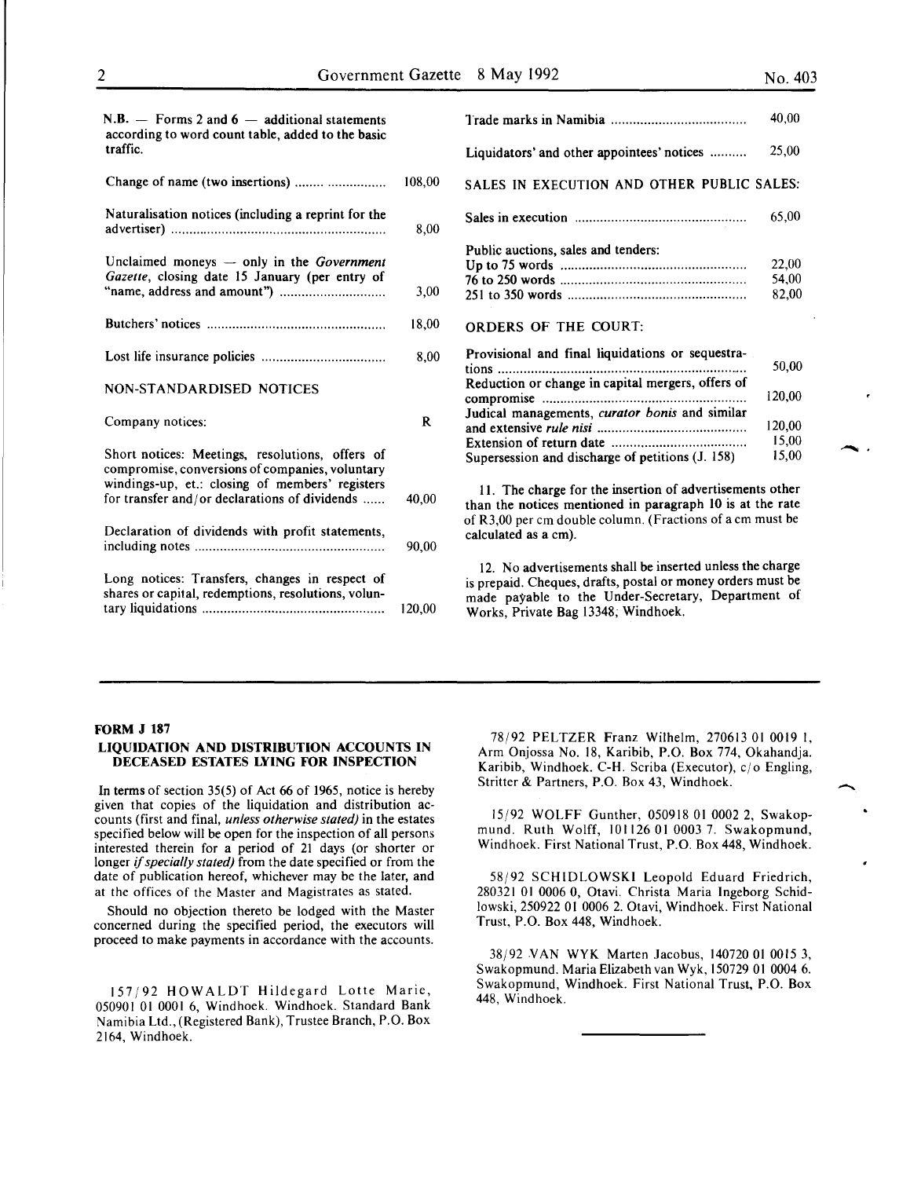| | |
|---|---|
| N.B. — Forms 2 and 6 — additional statements according to word count table, added to the basic traffic. | |
| Change of name (two insertions) | 108,00 |
| Naturalisation notices (including a reprint for the advertiser) | 8,00 |
| Unclaimed moneys — only in the *Government Gazette*, closing date 15 January (per entry of "name, address and amount") | 3,00 |
| Butchers' notices | 18,00 |
| Lost life insurance policies | 8,00 |
| NON-STANDARDISED NOTICES | |
| Company notices: | R |
| Short notices: Meetings, resolutions, offers of compromise, conversions of companies, voluntary windings-up, et.: closing of members' registers for transfer and/or declarations of dividends | 40,00 |
| Declaration of dividends with profit statements, including notes | 90,00 |
| Long notices: Transfers, changes in respect of shares or capital, redemptions, resolutions, voluntary liquidations | 120,00 |
| Trade marks in Namibia | 40,00 |
| Liquidators' and other appointees' notices | 25,00 |
| SALES IN EXECUTION AND OTHER PUBLIC SALES: | |
| Sales in execution | 65,00 |
| Public auctions, sales and tenders: | |
| Up to 75 words | 22,00 |
| 76 to 250 words | 54,00 |
| 251 to 350 words | 82,00 |
| ORDERS OF THE COURT: | |
| Provisional and final liquidations or sequestrations | 50,00 |
| Reduction or change in capital mergers, offers of compromise | 120,00 |
| Judical managements, *curator bonis* and similar and extensive *rule nisi* | 120,00 |
| Extension of return date | 15,00 |
| Supersession and discharge of petitions (J. 158) | 15,00 |

11. The charge for the insertion of advertisements other than the notices mentioned in paragraph 10 is at the rate of R3,00 per cm double column. (Fractions of a cm must be calculated as a cm).

12. No advertisements shall be inserted unless the charge is prepaid. Cheques, drafts, postal or money orders must be made payable to the Under-Secretary, Department of Works, Private Bag 13348, Windhoek.

---

**FORM J 187**

**LIQUIDATION AND DISTRIBUTION ACCOUNTS IN DECEASED ESTATES LYING FOR INSPECTION**

In terms of section 35(5) of Act 66 of 1965, notice is hereby given that copies of the liquidation and distribution accounts (first and final, *unless otherwise stated)* in the estates specified below will be open for the inspection of all persons interested therein for a period of 21 days (or shorter or longer *if specially stated)* from the date specified or from the date of publication hereof, whichever may be the later, and at the offices of the Master and Magistrates as stated.

Should no objection thereto be lodged with the Master concerned during the specified period, the executors will proceed to make payments in accordance with the accounts.

157/92 HOWALDT Hildegard Lotte Marie, 050901 01 0001 6, Windhoek. Windhoek. Standard Bank Namibia Ltd., (Registered Bank), Trustee Branch, P.O. Box 2164, Windhoek.

78/92 PELTZER Franz Wilhelm, 270613 01 0019 1, Arm Onjossa No. 18, Karibib, P.O. Box 774, Okahandja. Karibib, Windhoek. C-H. Scriba (Executor), c/o Engling, Stritter & Partners, P.O. Box 43, Windhoek.

15/92 WOLFF Gunther, 050918 01 0002 2, Swakopmund. Ruth Wolff, 101126 01 0003 7. Swakopmund, Windhoek. First National Trust, P.O. Box 448, Windhoek.

58/92 SCHIDLOWSKI Leopold Eduard Friedrich, 280321 01 0006 0, Otavi. Christa Maria Ingeborg Schidlowski, 250922 01 0006 2. Otavi, Windhoek. First National Trust, P.O. Box 448, Windhoek.

38/92 VAN WYK Marten Jacobus, 140720 01 0015 3, Swakopmund. Maria Elizabeth van Wyk, 150729 01 0004 6. Swakopmund, Windhoek. First National Trust, P.O. Box 448, Windhoek.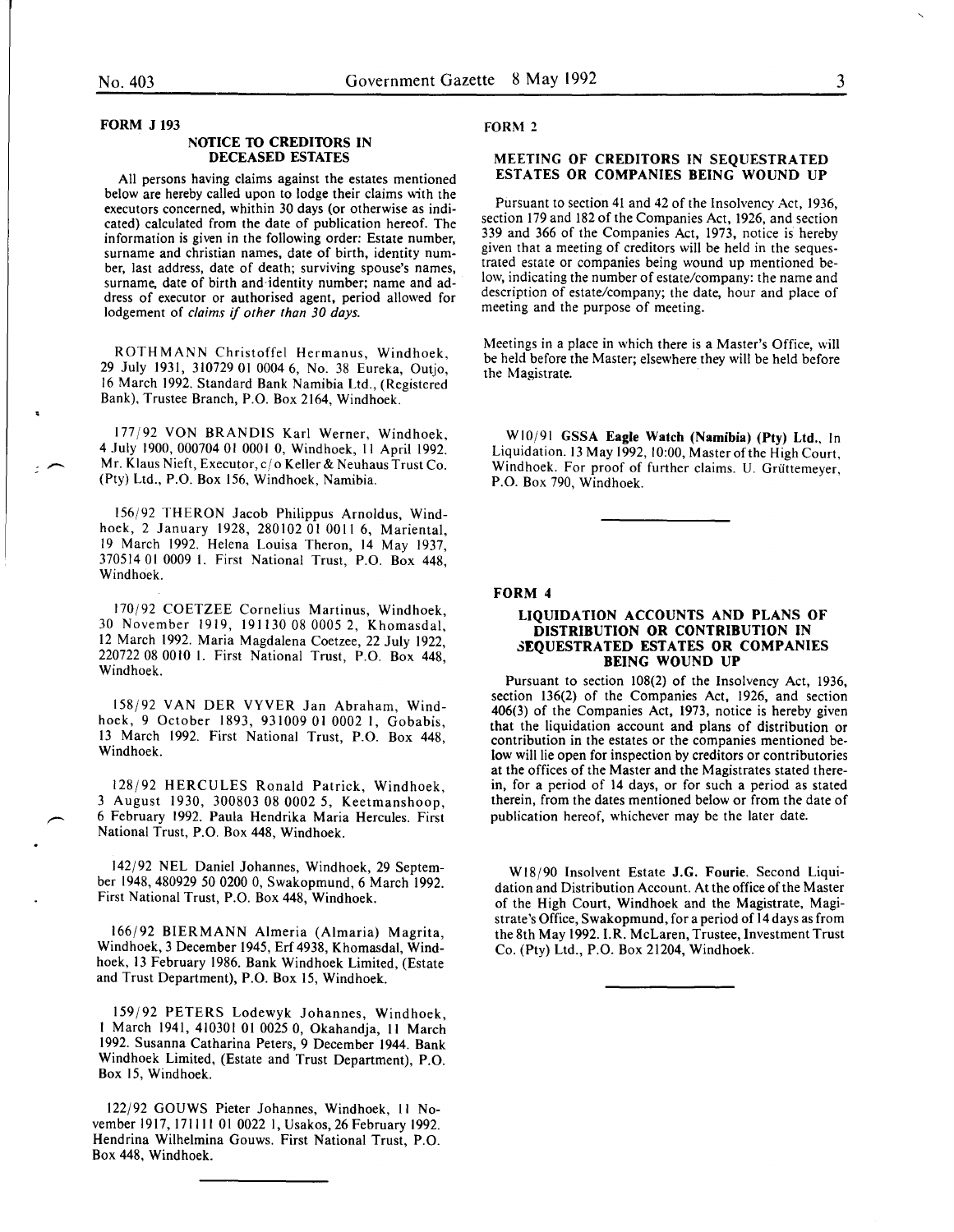## FORM J 193

### NOTICE TO CREDITORS IN DECEASED ESTATES

All persons having claims against the estates mentioned below are hereby called upon to lodge their claims with the executors concerned, whithin 30 days (or otherwise as indicated) calculated from the date of publication hereof. The information is given in the following order: Estate number, surname and christian names, date of birth, identity number, last address, date of death; surviving spouse's names, surname, date of birth and identity number; name and address of executor or authorised agent, period allowed for lodgement of *claims if other than 30 days.*

ROTHMANN Christoffel Hermanus, Windhoek, 29 July 1931, 310729 01 0004 6, No. 38 Eureka, Outjo, 16 March 1992. Standard Bank Namibia Ltd., (Registered Bank), Trustee Branch, P.O. Box 2164, Windhoek.

177/92 VON BRANDIS Karl Werner, Windhoek, 4 July 1900, 000704 01 0001 0, Windhoek, 11 April 1992. Mr. Klaus Nieft, Executor, c/o Keller & Neuhaus Trust Co. (Pty) Ltd., P.O. Box 156, Windhoek, Namibia.

156/92 THERON Jacob Philippus Arnoldus, Windhoek, 2 January 1928, 280102 01 0011 6, Mariental, 19 March 1992. Helena Louisa Theron, 14 May 1937, 370514 01 0009 1. First National Trust, P.O. Box 448, Windhoek.

170/92 COETZEE Cornelius Martinus, Windhoek, 30 November 1919, 191130 08 0005 2, Khomasdal, 12 March 1992. Maria Magdalena Coetzee, 22 July 1922, 220722 08 0010 1. First National Trust, P.O. Box 448, Windhoek.

158/92 VAN DER VYVER Jan Abraham, Windhoek, 9 October 1893, 931009 01 0002 1, Gobabis, 13 March 1992. First National Trust, P.O. Box 448, Windhoek.

128/92 HERCULES Ronald Patrick, Windhoek, 3 August 1930, 300803 08 0002 5, Keetmanshoop, 6 February 1992. Paula Hendrika Maria Hercules. First National Trust, P.O. Box 448, Windhoek.

142/92 NEL Daniel Johannes, Windhoek, 29 September 1948, 480929 50 0200 0, Swakopmund, 6 March 1992. First National Trust, P.O. Box 448, Windhoek.

166/92 BIERMANN Almeria (Almaria) Magrita, Windhoek, 3 December 1945, Erf 4938, Khomasdal, Windhoek, 13 February 1986. Bank Windhoek Limited, (Estate and Trust Department), P.O. Box 15, Windhoek.

159/92 PETERS Lodewyk Johannes, Windhoek, 1 March 1941, 410301 01 0025 0, Okahandja, 11 March 1992. Susanna Catharina Peters, 9 December 1944. Bank Windhoek Limited, (Estate and Trust Department), P.O. Box 15, Windhoek.

122/92 GOUWS Pieter Johannes, Windhoek, 11 November 1917, 171111 01 0022 1, Usakos, 26 February 1992. Hendrina Wilhelmina Gouws. First National Trust, P.O. Box 448, Windhoek.

## FORM 2

### MEETING OF CREDITORS IN SEQUESTRATED ESTATES OR COMPANIES BEING WOUND UP

Pursuant to section 41 and 42 of the Insolvency Act, 1936, section 179 and 182 of the Companies Act, 1926, and section 339 and 366 of the Companies Act, 1973, notice is hereby given that a meeting of creditors will be held in the sequestrated estate or companies being wound up mentioned below, indicating the number of estate/company: the name and description of estate/company; the date, hour and place of meeting and the purpose of meeting.

Meetings in a place in which there is a Master's Office, will be held before the Master; elsewhere they will be held before the Magistrate.

W10/91 **GSSA Eagle Watch (Namibia) (Pty) Ltd.**, In Liquidation. 13 May 1992, 10:00, Master of the High Court, Windhoek. For proof of further claims. U. Grüttemeyer, P.O. Box 790, Windhoek.

## FORM 4

### LIQUIDATION ACCOUNTS AND PLANS OF DISTRIBUTION OR CONTRIBUTION IN SEQUESTRATED ESTATES OR COMPANIES BEING WOUND UP

Pursuant to section 108(2) of the Insolvency Act, 1936, section 136(2) of the Companies Act, 1926, and section 406(3) of the Companies Act, 1973, notice is hereby given that the liquidation account and plans of distribution or contribution in the estates or the companies mentioned below will lie open for inspection by creditors or contributories at the offices of the Master and the Magistrates stated therein, for a period of 14 days, or for such a period as stated therein, from the dates mentioned below or from the date of publication hereof, whichever may be the later date.

W18/90 Insolvent Estate **J.G. Fourie**. Second Liquidation and Distribution Account. At the office of the Master of the High Court, Windhoek and the Magistrate, Magistrate's Office, Swakopmund, for a period of 14 days as from the 8th May 1992. I.R. McLaren, Trustee, Investment Trust Co. (Pty) Ltd., P.O. Box 21204, Windhoek.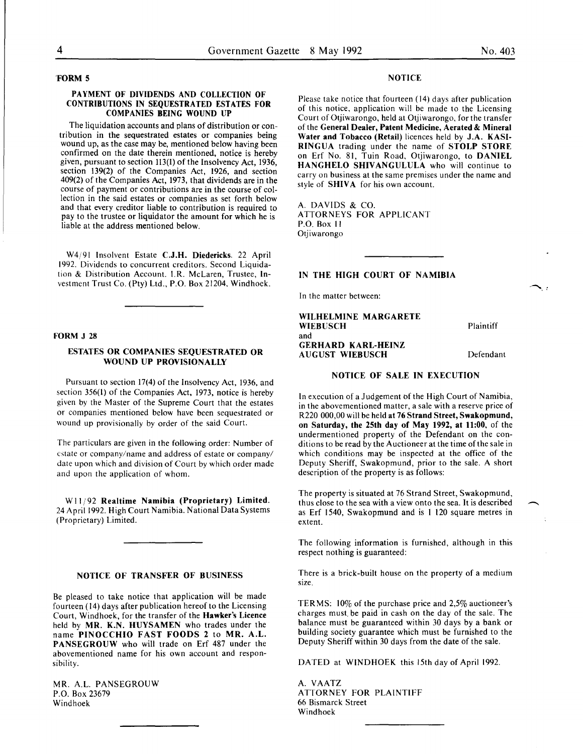**FORM 5**

**PAYMENT OF DIVIDENDS AND COLLECTION OF CONTRIBUTIONS IN SEQUESTRATED ESTATES FOR COMPANIES BEING WOUND UP**

The liquidation accounts and plans of distribution or contribution in the sequestrated estates or companies being wound up, as the case may be, mentioned below having been confirmed on the date therein mentioned, notice is hereby given, pursuant to section 113(1) of the Insolvency Act, 1936, section 139(2) of the Companies Act, 1926, and section 409(2) of the Companies Act, 1973, that dividends are in the course of payment or contributions are in the course of collection in the said estates or companies as set forth below and that every creditor liable to contribution is required to pay to the trustee or liquidator the amount for which he is liable at the address mentioned below.

W4/91 Insolvent Estate **C.J.H. Diedericks**. 22 April 1992. Dividends to concurrent creditors. Second Liquidation & Distribution Account. I.R. McLaren, Trustee, Investment Trust Co. (Pty) Ltd., P.O. Box 21204, Windhoek.

**FORM J 28**

**ESTATES OR COMPANIES SEQUESTRATED OR WOUND UP PROVISIONALLY**

Pursuant to section 17(4) of the Insolvency Act, 1936, and section 356(1) of the Companies Act, 1973, notice is hereby given by the Master of the Supreme Court that the estates or companies mentioned below have been sequestrated or wound up provisionally by order of the said Court.

The particulars are given in the following order: Number of estate or company/name and address of estate or company/ date upon which and division of Court by which order made and upon the application of whom.

W11/92 **Realtime Namibia (Proprietary) Limited.** 24 April 1992. High Court Namibia. National Data Systems (Proprietary) Limited.

**NOTICE OF TRANSFER OF BUSINESS**

Be pleased to take notice that application will be made fourteen (14) days after publication hereof to the Licensing Court, Windhoek, for the transfer of the **Hawker's Licence** held by **MR. K.N. HUYSAMEN** who trades under the name **PINOCCHIO FAST FOODS 2** to **MR. A.L. PANSEGROUW** who will trade on Erf 487 under the abovementioned name for his own account and responsibility.

MR. A.L. PANSEGROUW
P.O. Box 23679
Windhoek

**NOTICE**

Please take notice that fourteen (14) days after publication of this notice, application will be made to the Licensing Court of Otjiwarongo, held at Otjiwarongo, for the transfer of the **General Dealer, Patent Medicine, Aerated & Mineral Water and Tobacco (Retail)** licences held by **J.A. KASIRINGUA** trading under the name of **STOLP STORE** on Erf No. 81, Tuin Road, Otjiwarongo, to **DANIEL HANGHELO SHIVANGULULA** who will continue to carry on business at the same premises under the name and style of **SHIVA** for his own account.

A. DAVIDS & CO.
ATTORNEYS FOR APPLICANT
P.O. Box 11
Otjiwarongo

**IN THE HIGH COURT OF NAMIBIA**

In the matter between:

**WILHELMINE MARGARETE WIEBUSCH** — Plaintiff
and
**GERHARD KARL-HEINZ AUGUST WIEBUSCH** — Defendant

**NOTICE OF SALE IN EXECUTION**

In execution of a Judgement of the High Court of Namibia, in the abovementioned matter, a sale with a reserve price of R220 000,00 will be held **at 76 Strand Street, Swakopmund, on Saturday, the 25th day of May 1992, at 11:00**, of the undermentioned property of the Defendant on the conditions to be read by the Auctioneer at the time of the sale in which conditions may be inspected at the office of the Deputy Sheriff, Swakopmund, prior to the sale. A short description of the property is as follows:

The property is situated at 76 Strand Street, Swakopmund, thus close to the sea with a view onto the sea. It is described as Erf 1540, Swakopmund and is 1 120 square metres in extent.

The following information is furnished, although in this respect nothing is guaranteed:

There is a brick-built house on the property of a medium size.

TERMS: 10% of the purchase price and 2,5% auctioneer's charges must be paid in cash on the day of the sale. The balance must be guaranteed within 30 days by a bank or building society guarantee which must be furnished to the Deputy Sheriff within 30 days from the date of the sale.

DATED at WINDHOEK this 15th day of April 1992.

A. VAATZ
ATTORNEY FOR PLAINTIFF
66 Bismarck Street
Windhoek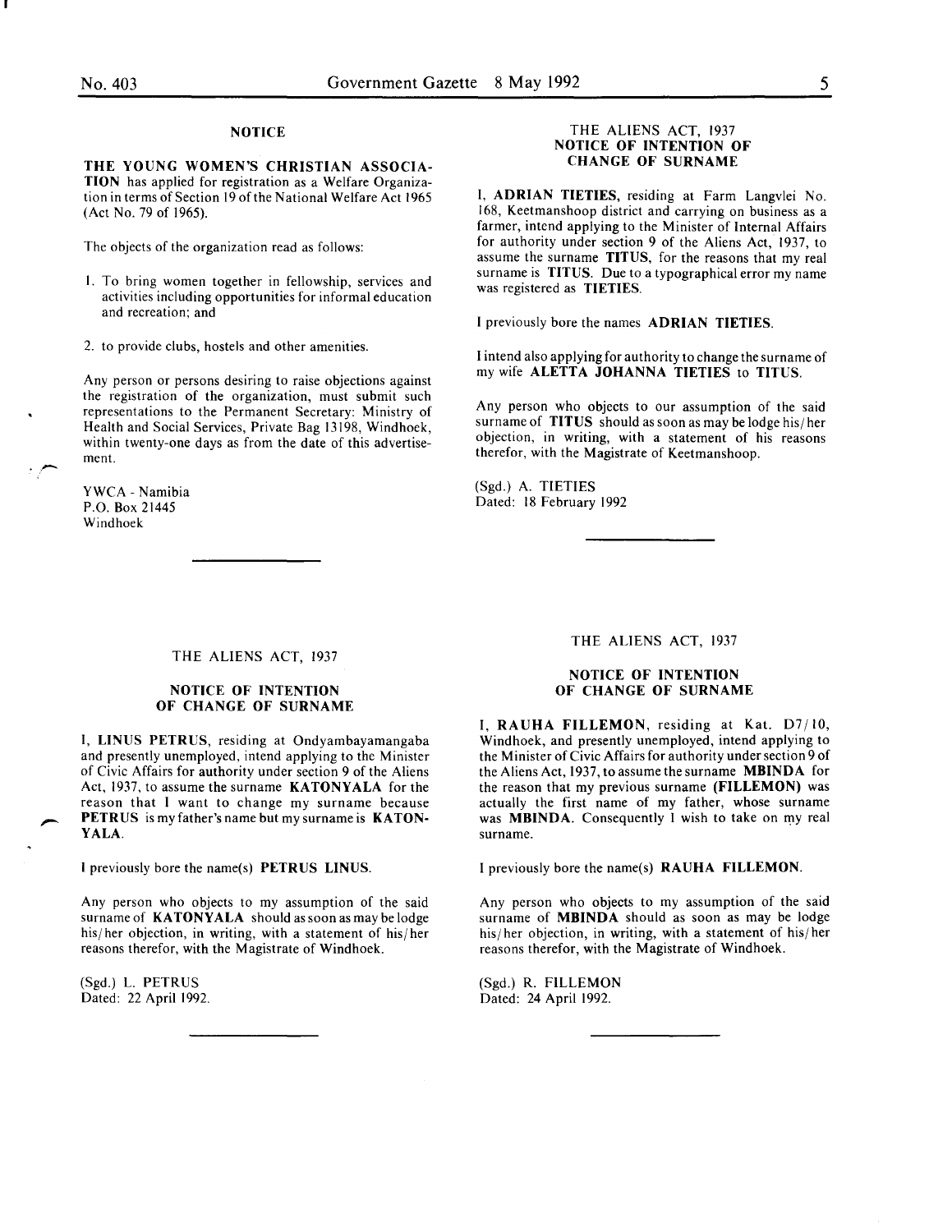### NOTICE

**THE YOUNG WOMEN'S CHRISTIAN ASSOCIATION** has applied for registration as a Welfare Organization in terms of Section 19 of the National Welfare Act 1965 (Act No. 79 of 1965).

The objects of the organization read as follows:

1. To bring women together in fellowship, services and activities including opportunities for informal education and recreation; and
2. to provide clubs, hostels and other amenities.

Any person or persons desiring to raise objections against the registration of the organization, must submit such representations to the Permanent Secretary: Ministry of Health and Social Services, Private Bag 13198, Windhoek, within twenty-one days as from the date of this advertisement.

YWCA - Namibia
P.O. Box 21445
Windhoek

---

### THE ALIENS ACT, 1937
### NOTICE OF INTENTION OF CHANGE OF SURNAME

I, **ADRIAN TIETIES**, residing at Farm Langvlei No. 168, Keetmanshoop district and carrying on business as a farmer, intend applying to the Minister of Internal Affairs for authority under section 9 of the Aliens Act, 1937, to assume the surname **TITUS**, for the reasons that my real surname is **TITUS**. Due to a typographical error my name was registered as **TIETIES**.

I previously bore the names **ADRIAN TIETIES**.

I intend also applying for authority to change the surname of my wife **ALETTA JOHANNA TIETIES** to **TITUS**.

Any person who objects to our assumption of the said surname of **TITUS** should as soon as may be lodge his/her objection, in writing, with a statement of his reasons therefor, with the Magistrate of Keetmanshoop.

(Sgd.) A. TIETIES
Dated: 18 February 1992

---

### THE ALIENS ACT, 1937
### NOTICE OF INTENTION OF CHANGE OF SURNAME

I, **LINUS PETRUS**, residing at Ondyambayamangaba and presently unemployed, intend applying to the Minister of Civic Affairs for authority under section 9 of the Aliens Act, 1937, to assume the surname **KATONYALA** for the reason that I want to change my surname because **PETRUS** is my father's name but my surname is **KATONYALA**.

I previously bore the name(s) **PETRUS LINUS**.

Any person who objects to my assumption of the said surname of **KATONYALA** should as soon as may be lodge his/her objection, in writing, with a statement of his/her reasons therefor, with the Magistrate of Windhoek.

(Sgd.) L. PETRUS
Dated: 22 April 1992.

---

### THE ALIENS ACT, 1937
### NOTICE OF INTENTION OF CHANGE OF SURNAME

I, **RAUHA FILLEMON**, residing at Kat. D7/10, Windhoek, and presently unemployed, intend applying to the Minister of Civic Affairs for authority under section 9 of the Aliens Act, 1937, to assume the surname **MBINDA** for the reason that my previous surname **(FILLEMON)** was actually the first name of my father, whose surname was **MBINDA**. Consequently I wish to take on my real surname.

I previously bore the name(s) **RAUHA FILLEMON**.

Any person who objects to my assumption of the said surname of **MBINDA** should as soon as may be lodge his/her objection, in writing, with a statement of his/her reasons therefor, with the Magistrate of Windhoek.

(Sgd.) R. FILLEMON
Dated: 24 April 1992.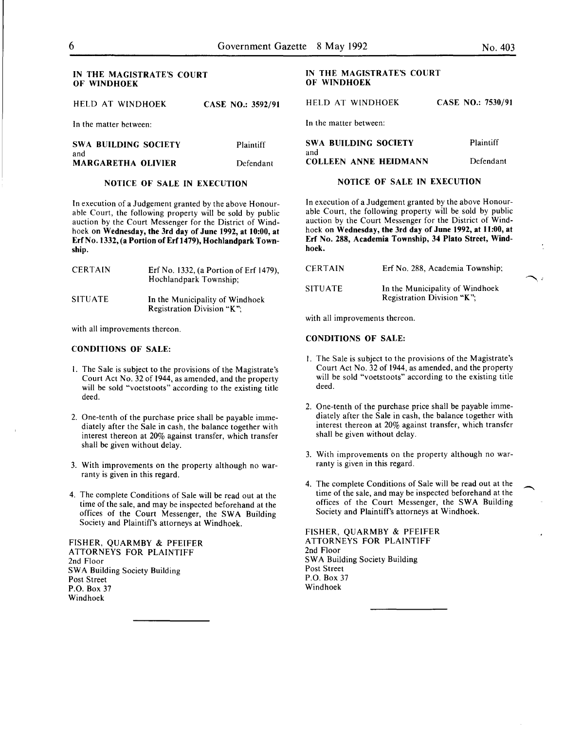**IN THE MAGISTRATE'S COURT OF WINDHOEK**

HELD AT WINDHOEK **CASE NO.: 3592/91**

In the matter between:

**SWA BUILDING SOCIETY** Plaintiff
and
**MARGARETHA OLIVIER** Defendant

**NOTICE OF SALE IN EXECUTION**

In execution of a Judgement granted by the above Honourable Court, the following property will be sold by public auction by the Court Messenger for the District of Windhoek **on Wednesday, the 3rd day of June 1992, at 10:00, at Erf No. 1332, (a Portion of Erf 1479), Hochlandpark Township.**

| | |
|---|---|
| CERTAIN | Erf No. 1332, (a Portion of Erf 1479), Hochlandpark Township; |
| SITUATE | In the Municipality of Windhoek Registration Division "K"; |

with all improvements thereon.

**CONDITIONS OF SALE:**

1. The Sale is subject to the provisions of the Magistrate's Court Act No. 32 of 1944, as amended, and the property will be sold "voetstoots" according to the existing title deed.

2. One-tenth of the purchase price shall be payable immediately after the Sale in cash, the balance together with interest thereon at 20% against transfer, which transfer shall be given without delay.

3. With improvements on the property although no warranty is given in this regard.

4. The complete Conditions of Sale will be read out at the time of the sale, and may be inspected beforehand at the offices of the Court Messenger, the SWA Building Society and Plaintiff's attorneys at Windhoek.

FISHER, QUARMBY & PFEIFER
ATTORNEYS FOR PLAINTIFF
2nd Floor
SWA Building Society Building
Post Street
P.O. Box 37
Windhoek

---

**IN THE MAGISTRATE'S COURT OF WINDHOEK**

HELD AT WINDHOEK **CASE NO.: 7530/91**

In the matter between:

**SWA BUILDING SOCIETY** Plaintiff
and
**COLLEEN ANNE HEIDMANN** Defendant

**NOTICE OF SALE IN EXECUTION**

In execution of a Judgement granted by the above Honourable Court, the following property will be sold by public auction by the Court Messenger for the District of Windhoek **on Wednesday, the 3rd day of June 1992, at 11:00, at Erf No. 288, Academia Township, 34 Plato Street, Windhoek.**

| | |
|---|---|
| CERTAIN | Erf No. 288, Academia Township; |
| SITUATE | In the Municipality of Windhoek Registration Division "K"; |

with all improvements thereon.

**CONDITIONS OF SALE:**

1. The Sale is subject to the provisions of the Magistrate's Court Act No. 32 of 1944, as amended, and the property will be sold "voetstoots" according to the existing title deed.

2. One-tenth of the purchase price shall be payable immediately after the Sale in cash, the balance together with interest thereon at 20% against transfer, which transfer shall be given without delay.

3. With improvements on the property although no warranty is given in this regard.

4. The complete Conditions of Sale will be read out at the time of the sale, and may be inspected beforehand at the offices of the Court Messenger, the SWA Building Society and Plaintiff's attorneys at Windhoek.

FISHER, QUARMBY & PFEIFER
ATTORNEYS FOR PLAINTIFF
2nd Floor
SWA Building Society Building
Post Street
P.O. Box 37
Windhoek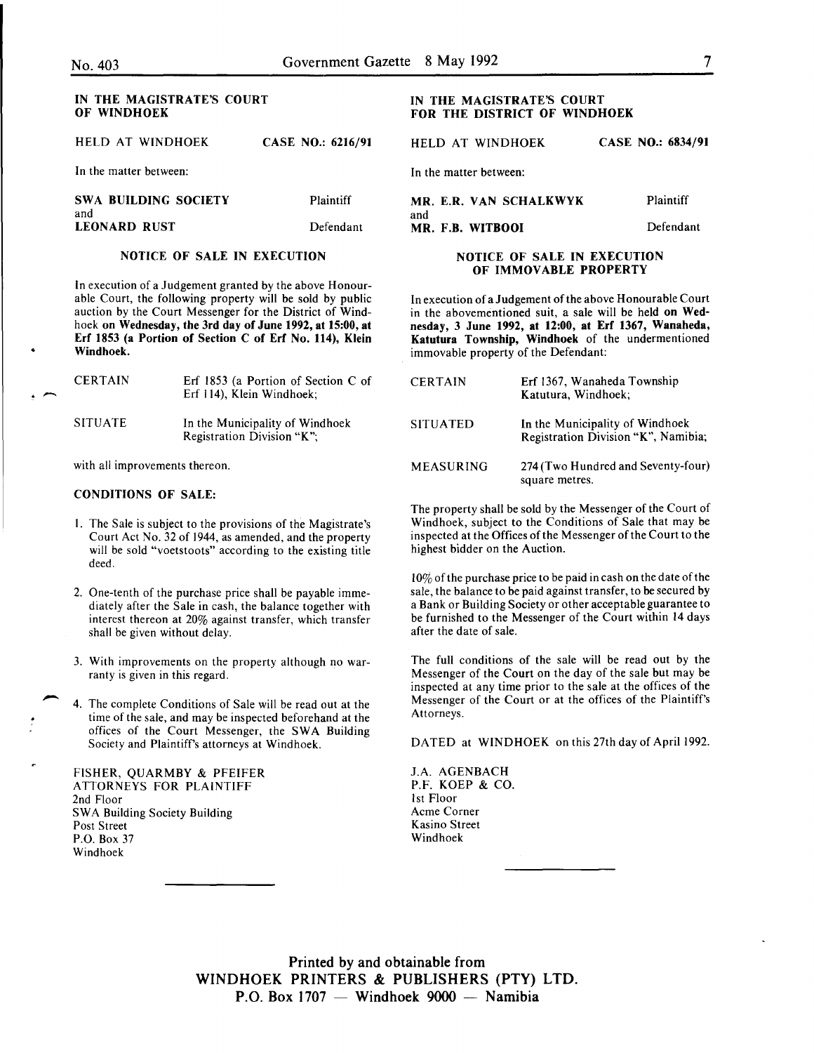IN THE MAGISTRATE'S COURT
OF WINDHOEK

| | |
|---|---|
| HELD AT WINDHOEK | CASE NO.: 6216/91 |

In the matter between:

| | |
|---|---|
| **SWA BUILDING SOCIETY** | Plaintiff |
| and | |
| **LEONARD RUST** | Defendant |

**NOTICE OF SALE IN EXECUTION**

In execution of a Judgement granted by the above Honourable Court, the following property will be sold by public auction by the Court Messenger for the District of Windhoek **on Wednesday, the 3rd day of June 1992, at 15:00, at Erf 1853 (a Portion of Section C of Erf No. 114), Klein Windhoek.**

| | |
|---|---|
| CERTAIN | Erf 1853 (a Portion of Section C of Erf 114), Klein Windhoek; |
| SITUATE | In the Municipality of Windhoek Registration Division "K"; |

with all improvements thereon.

**CONDITIONS OF SALE:**

1. The Sale is subject to the provisions of the Magistrate's Court Act No. 32 of 1944, as amended, and the property will be sold "voetstoots" according to the existing title deed.
2. One-tenth of the purchase price shall be payable immediately after the Sale in cash, the balance together with interest thereon at 20% against transfer, which transfer shall be given without delay.
3. With improvements on the property although no warranty is given in this regard.
4. The complete Conditions of Sale will be read out at the time of the sale, and may be inspected beforehand at the offices of the Court Messenger, the SWA Building Society and Plaintiff's attorneys at Windhoek.

FISHER, QUARMBY & PFEIFER
ATTORNEYS FOR PLAINTIFF
2nd Floor
SWA Building Society Building
Post Street
P.O. Box 37
Windhoek

---

IN THE MAGISTRATE'S COURT
FOR THE DISTRICT OF WINDHOEK

| | |
|---|---|
| HELD AT WINDHOEK | CASE NO.: 6834/91 |

In the matter between:

| | |
|---|---|
| **MR. E.R. VAN SCHALKWYK** | Plaintiff |
| and | |
| **MR. F.B. WITBOOI** | Defendant |

**NOTICE OF SALE IN EXECUTION OF IMMOVABLE PROPERTY**

In execution of a Judgement of the above Honourable Court in the abovementioned suit, a sale will be held **on Wednesday, 3 June 1992, at 12:00, at Erf 1367, Wanaheda, Katutura Township, Windhoek** of the undermentioned immovable property of the Defendant:

| | |
|---|---|
| CERTAIN | Erf 1367, Wanaheda Township Katutura, Windhoek; |
| SITUATED | In the Municipality of Windhoek Registration Division "K", Namibia; |
| MEASURING | 274 (Two Hundred and Seventy-four) square metres. |

The property shall be sold by the Messenger of the Court of Windhoek, subject to the Conditions of Sale that may be inspected at the Offices of the Messenger of the Court to the highest bidder on the Auction.

10% of the purchase price to be paid in cash on the date of the sale, the balance to be paid against transfer, to be secured by a Bank or Building Society or other acceptable guarantee to be furnished to the Messenger of the Court within 14 days after the date of sale.

The full conditions of the sale will be read out by the Messenger of the Court on the day of the sale but may be inspected at any time prior to the sale at the offices of the Messenger of the Court or at the offices of the Plaintiff's Attorneys.

DATED at WINDHOEK on this 27th day of April 1992.

J.A. AGENBACH
P.F. KOEP & CO.
1st Floor
Acme Corner
Kasino Street
Windhoek

---

**Printed by and obtainable from**
**WINDHOEK PRINTERS & PUBLISHERS (PTY) LTD.**
**P.O. Box 1707 — Windhoek 9000 — Namibia**